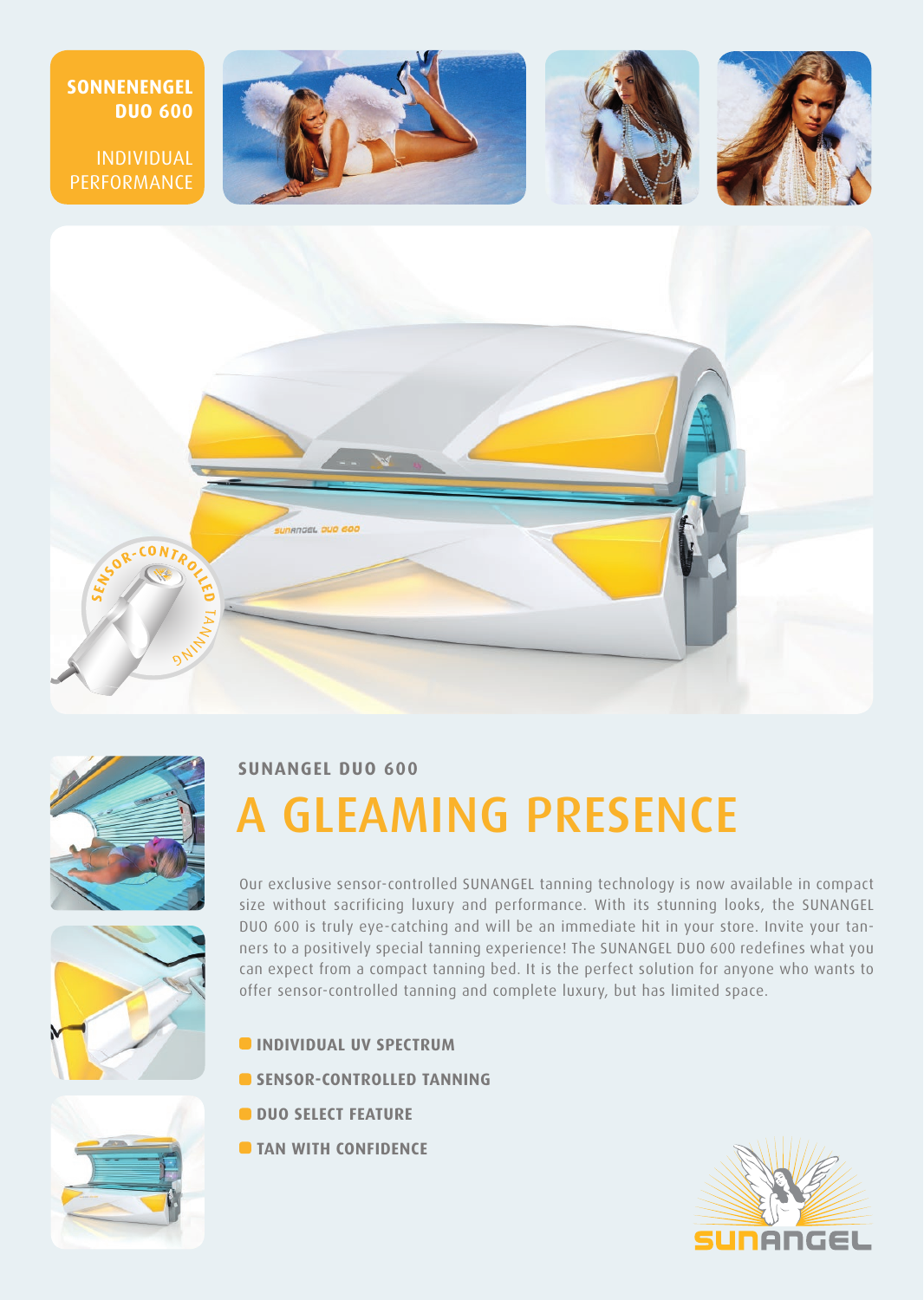**SONNENENGEL DUO 600**

INDIVIDUAL PERFORMANCE

### SUNANGEL DUO 600

# A GLEAMING PRESENCE

Our exclusive sensor-controlled SUNANGEL tanning technology is now available in compact size without sacrificing luxury and performance. With its stunning looks, the SUNANGEL DUO 600 is truly eye-catching and will be an immediate hit in your store. Invite your tanners to a positively special tanning experience! The SUNANGEL DUO 600 redefines what you can expect from a compact tanning bed. It is the perfect solution for anyone who wants to offer sensor-controlled tanning and complete luxury, but has limited space.

- **INDIVIDUAL UV SPECTRUM**
- **SENSOR-CONTROLLED TANNING**
- **DUO SELECT FEATURE**
- **TAN WITH CONFIDENCE**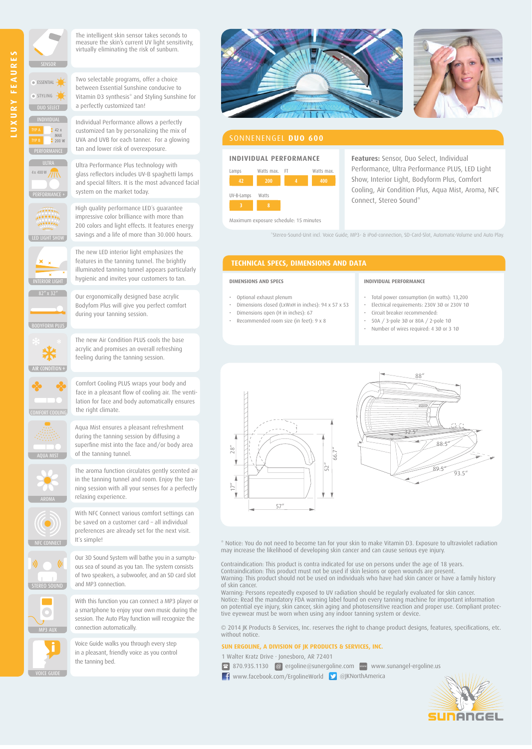# LUXURY FEATURES

**SENSOR** — The intelligent skin sensor takes seconds to measure the skin's current UV light sensitivity, virtually eliminating the risk of sunburn.

**DUO SELECT** (ESSENTIAL / STYLING) — Two selectable programs, offer a choice between Essential Sunshine conducive to Vitamin D3 synthesis* and Styling Sunshine for a perfectly customized tan!

**INDIVIDUAL PERFORMANCE** (TYP A / TYP B, 42 x MAX 200 W) — Individual Performance allows a perfectly customized tan by personalizing the mix of UVA and UVB for each tanner. For a glowing tan and lower risk of overexposure.

**ULTRA PERFORMANCE +** (4 x 400 W) — Ultra Performance Plus technology with glass reflectors includes UV-B spaghetti lamps and special filters. It is the most advanced facial system on the market today.

**LED LIGHT SHOW** — High quality performance LED's guarantee impressive color brilliance with more than 200 colors and light effects. It features energy savings and a life of more than 30.000 hours.

**INTERIOR LIGHT** — The new LED interior light emphasizes the features in the tanning tunnel. The brightly illuminated tanning tunnel appears particularly hygienic and invites your customers to tan.

**BODYFORM PLUS** (82" x 32") — Our ergonomically designed base acrylic Bodyfom Plus will give you perfect comfort during your tanning session.

**AIR CONDITION +** — The new Air Condition PLUS cools the base acrylic and promises an overall refreshing feeling during the tanning session.

**COMFORT COOLING** — Comfort Cooling PLUS wraps your body and face in a pleasant flow of cooling air. The ventilation for face and body automatically ensures the right climate.

**AQUA MIST** — Aqua Mist ensures a pleasant refreshment during the tanning session by diffusing a superfine mist into the face and/or body area of the tanning tunnel.

**AROMA** — The aroma function circulates gently scented air in the tanning tunnel and room. Enjoy the tanning session with all your senses for a perfectly relaxing experience.

**NFC CONNECT** — With NFC Connect various comfort settings can be saved on a customer card – all individual preferences are already set for the next visit. It's simple!

**STEREO SOUND** — Our 3D Sound System will bathe you in a sumptuous sea of sound as you tan. The system consists of two speakers, a subwoofer, and an SD card slot and MP3 connection.

**MP3 AUX** — With this function you can connect a MP3 player or a smartphone to enjoy your own music during the session. The Auto Play function will recognize the connection automatically.

**VOICE GUIDE** — Voice Guide walks you through every step in a pleasant, friendly voice as you control the tanning bed.

## SONNENENGEL DUO 600

### INDIVIDUAL PERFORMANCE

| Lamps | Watts max. | FT | Watts max. |
|---|---|---|---|
| 42 | 200 | 4 | 400 |

| UV-B-Lamps | Watts |
|---|---|
| 3 | 8 |

Maximum exposure schedule: 15 minutes

**Features:** Sensor, Duo Select, Individual Performance, Ultra Performance PLUS, LED Light Show, Interior Light, Bodyform Plus, Comfort Cooling, Air Condition Plus, Aqua Mist, Aroma, NFC Connect, Stereo Sound*

*Stereo-Sound-Unit incl. Voice Guide, MP3- & iPod-connection, SD-Card-Slot, Automatic-Volume und Auto Play.

## TECHNICAL SPECS, DIMENSIONS AND DATA

### DIMENSIONS AND SPECS

- Optional exhaust plenum
- Dimensions closed (LxWxH in inches): 94 x 57 x 53
- Dimensions open (H in inches): 67
- Recommended room size (in feet): 9 x 8

### INDIVIDUAL PERFORMANCE

- Total power consumption (in watts): 13,200
- Electrical requirements: 230V 3Ø or 230V 1Ø
- Circuit breaker recommended:
- 50A / 3-pole 3Ø or 80A / 2-pole 1Ø
- Number of wires required: 4 3Ø or 3 1Ø

28"
17"
52"
66.7"
57"
88"
32.5"
88.5"
89.5"
93.5"

* Notice: You do not need to become tan for your skin to make Vitamin D3. Exposure to ultraviolet radiation may increase the likelihood of developing skin cancer and can cause serious eye injury.

Contraindication: This product is contra indicated for use on persons under the age of 18 years.
Contraindication: This product must not be used if skin lesions or open wounds are present.
Warning: This product should not be used on individuals who have had skin cancer or have a family history of skin cancer.
Warning: Persons repeatedly exposed to UV radiation should be regularly evaluated for skin cancer.
Notice: Read the mandatory FDA warning label found on every tanning machine for important information on potential eye injury, skin cancer, skin aging and photosensitive reaction and proper use. Compliant protective eyewear must be worn when using any indoor tanning system or device.

© 2014 JK Products & Services, Inc. reserves the right to change product designs, features, specifications, etc. without notice.

**SUN ERGOLINE, A DIVISION OF JK PRODUCTS & SERVICES, INC.**

1 Walter Kratz Drive · Jonesboro, AR 72401

870.935.1130 · ergoline@sunergoline.com · www.sunangel-ergoline.us

www.facebook.com/ErgolineWorld · @JKNorthAmerica

SUNANGEL